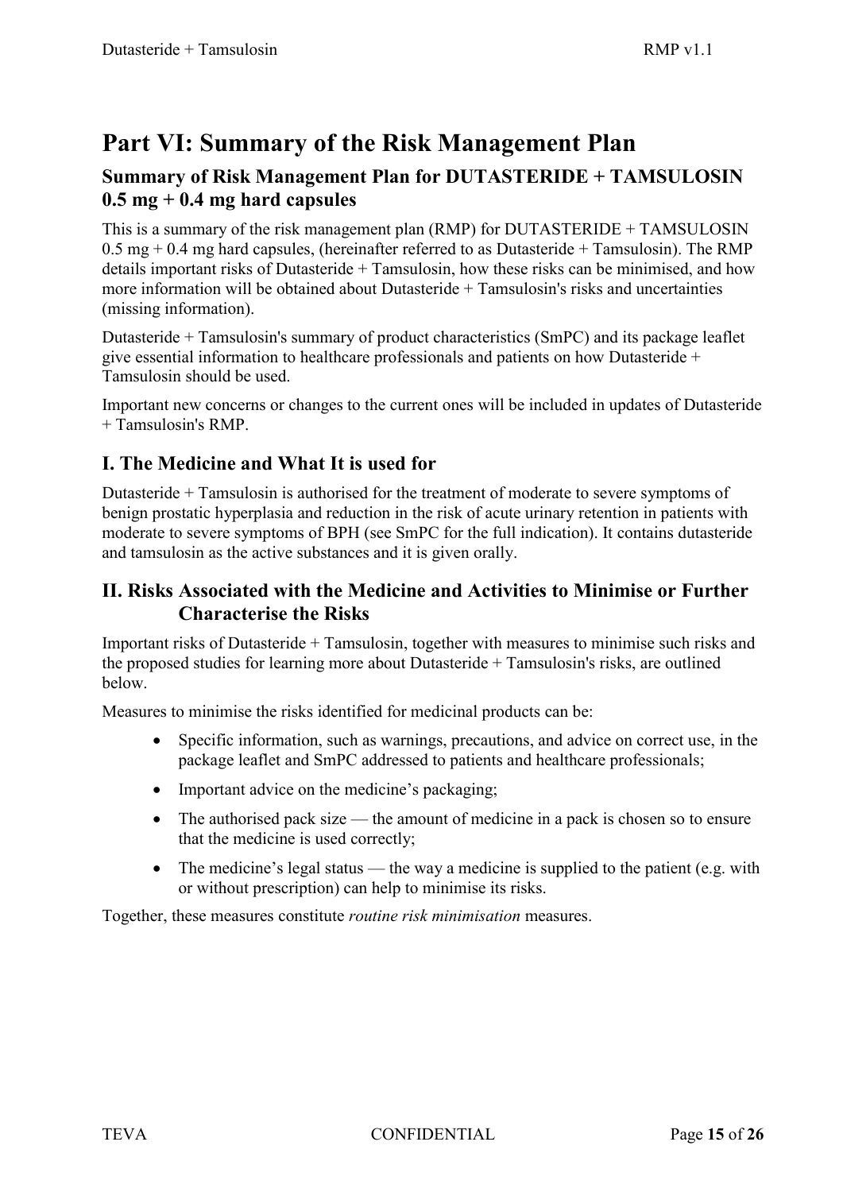# Part VI: Summary of the Risk Management Plan

## Summary of Risk Management Plan for DUTASTERIDE + TAMSULOSIN 0.5 mg + 0.4 mg hard capsules

This is a summary of the risk management plan (RMP) for DUTASTERIDE + TAMSULOSIN 0.5 mg + 0.4 mg hard capsules, (hereinafter referred to as Dutasteride + Tamsulosin). The RMP details important risks of Dutasteride + Tamsulosin, how these risks can be minimised, and how more information will be obtained about Dutasteride + Tamsulosin's risks and uncertainties (missing information).

Dutasteride + Tamsulosin's summary of product characteristics (SmPC) and its package leaflet give essential information to healthcare professionals and patients on how Dutasteride + Tamsulosin should be used.

Important new concerns or changes to the current ones will be included in updates of Dutasteride + Tamsulosin's RMP.

## I. The Medicine and What It is used for

Dutasteride + Tamsulosin is authorised for the treatment of moderate to severe symptoms of benign prostatic hyperplasia and reduction in the risk of acute urinary retention in patients with moderate to severe symptoms of BPH (see SmPC for the full indication). It contains dutasteride and tamsulosin as the active substances and it is given orally.

## II. Risks Associated with the Medicine and Activities to Minimise or Further Characterise the Risks

Important risks of Dutasteride + Tamsulosin, together with measures to minimise such risks and the proposed studies for learning more about Dutasteride + Tamsulosin's risks, are outlined below.

Measures to minimise the risks identified for medicinal products can be:

- Specific information, such as warnings, precautions, and advice on correct use, in the package leaflet and SmPC addressed to patients and healthcare professionals;
- Important advice on the medicine's packaging;
- The authorised pack size — the amount of medicine in a pack is chosen so to ensure that the medicine is used correctly;
- The medicine's legal status — the way a medicine is supplied to the patient (e.g. with or without prescription) can help to minimise its risks.

Together, these measures constitute *routine risk minimisation* measures.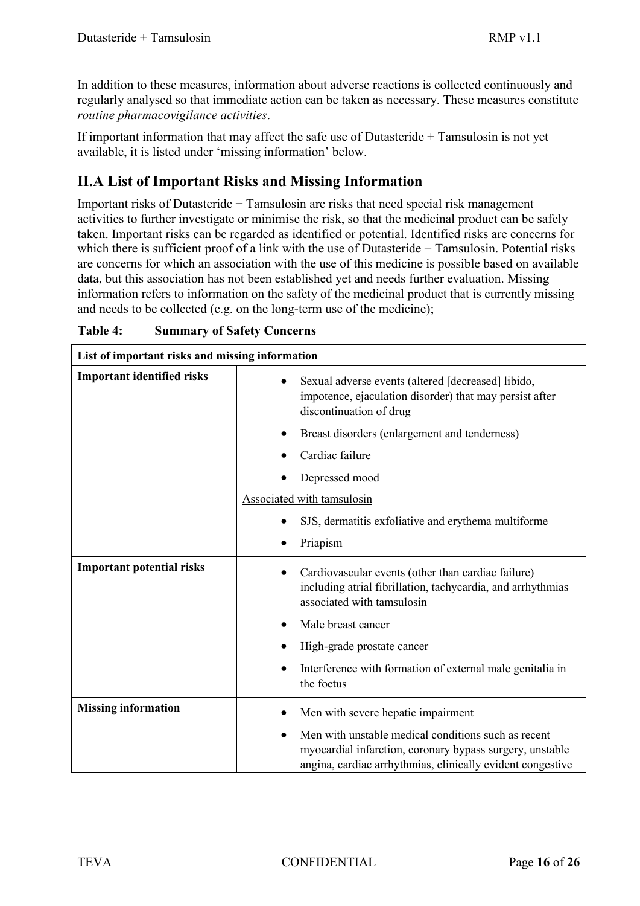In addition to these measures, information about adverse reactions is collected continuously and regularly analysed so that immediate action can be taken as necessary. These measures constitute *routine pharmacovigilance activities*.

If important information that may affect the safe use of Dutasteride + Tamsulosin is not yet available, it is listed under 'missing information' below.

## II.A List of Important Risks and Missing Information

Important risks of Dutasteride + Tamsulosin are risks that need special risk management activities to further investigate or minimise the risk, so that the medicinal product can be safely taken. Important risks can be regarded as identified or potential. Identified risks are concerns for which there is sufficient proof of a link with the use of Dutasteride + Tamsulosin. Potential risks are concerns for which an association with the use of this medicine is possible based on available data, but this association has not been established yet and needs further evaluation. Missing information refers to information on the safety of the medicinal product that is currently missing and needs to be collected (e.g. on the long-term use of the medicine);

**Table 4: Summary of Safety Concerns**

| List of important risks and missing information | |
|---|---|
| **Important identified risks** | • Sexual adverse events (altered [decreased] libido, impotence, ejaculation disorder) that may persist after discontinuation of drug<br>• Breast disorders (enlargement and tenderness)<br>• Cardiac failure<br>• Depressed mood<br><u>Associated with tamsulosin</u><br>• SJS, dermatitis exfoliative and erythema multiforme<br>• Priapism |
| **Important potential risks** | • Cardiovascular events (other than cardiac failure) including atrial fibrillation, tachycardia, and arrhythmias associated with tamsulosin<br>• Male breast cancer<br>• High-grade prostate cancer<br>• Interference with formation of external male genitalia in the foetus |
| **Missing information** | • Men with severe hepatic impairment<br>• Men with unstable medical conditions such as recent myocardial infarction, coronary bypass surgery, unstable angina, cardiac arrhythmias, clinically evident congestive |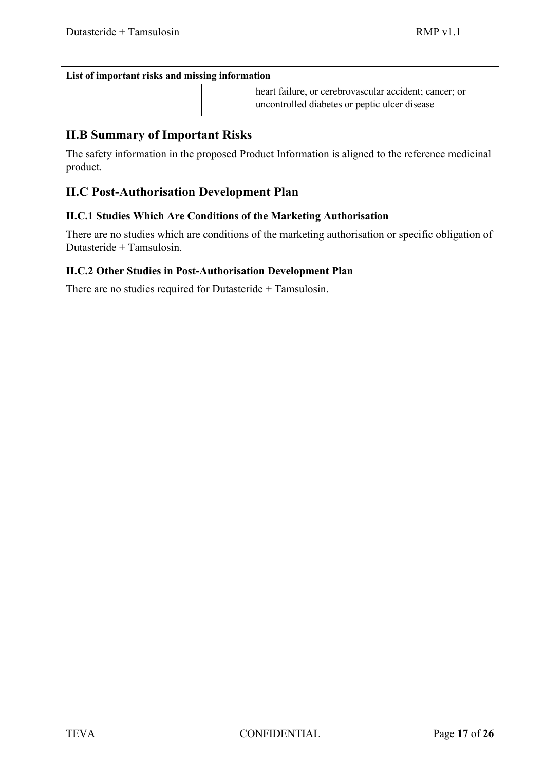| List of important risks and missing information | |
|---|---|
| | heart failure, or cerebrovascular accident; cancer; or uncontrolled diabetes or peptic ulcer disease |

## II.B Summary of Important Risks

The safety information in the proposed Product Information is aligned to the reference medicinal product.

## II.C Post-Authorisation Development Plan

### II.C.1 Studies Which Are Conditions of the Marketing Authorisation

There are no studies which are conditions of the marketing authorisation or specific obligation of Dutasteride + Tamsulosin.

### II.C.2 Other Studies in Post-Authorisation Development Plan

There are no studies required for Dutasteride + Tamsulosin.